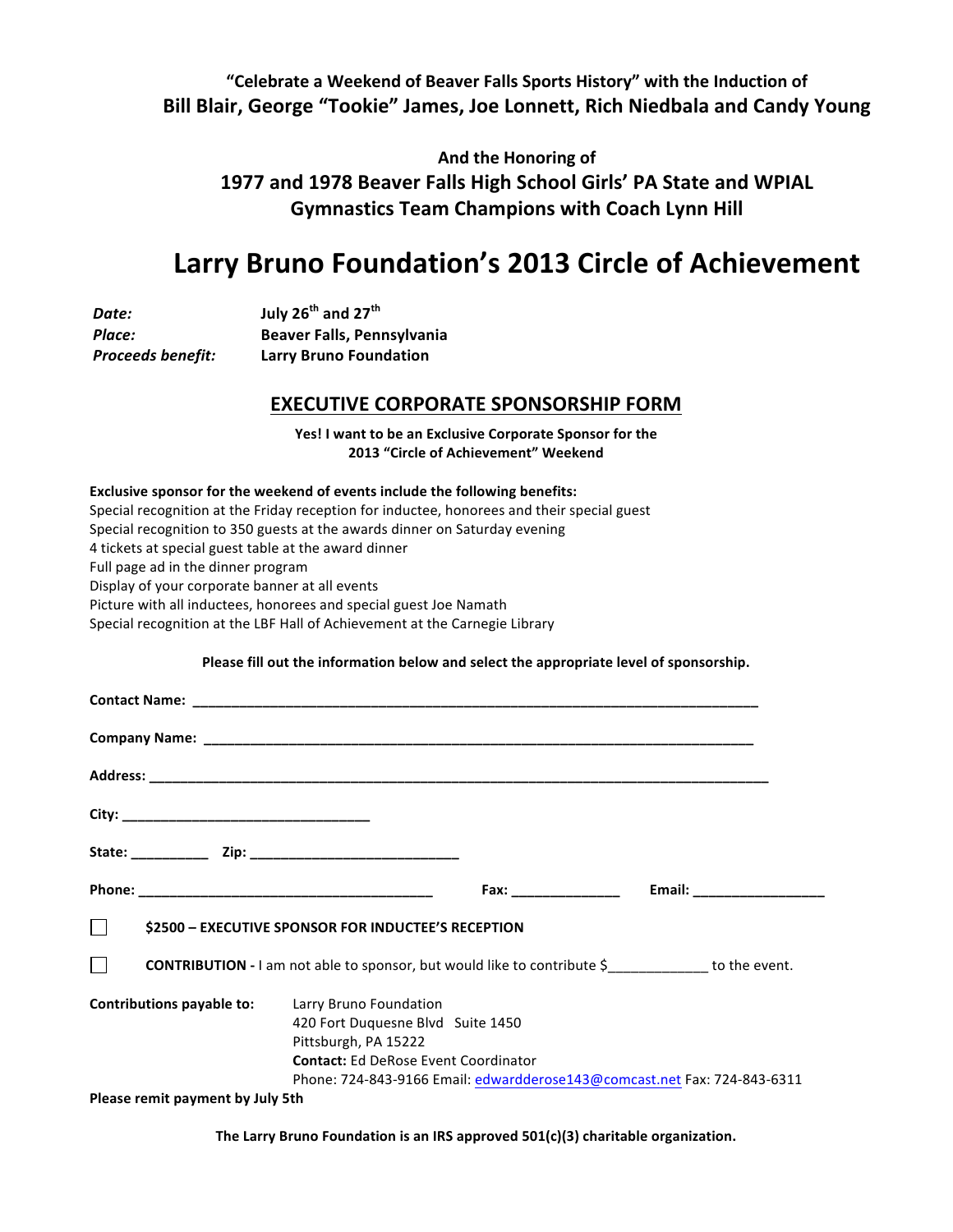**"Celebrate a Weekend of Beaver Falls Sports History" with the Induction of**
**Bill Blair, George "Tookie" James, Joe Lonnett, Rich Niedbala and Candy Young**

**And the Honoring of**
**1977 and 1978 Beaver Falls High School Girls' PA State and WPIAL Gymnastics Team Champions with Coach Lynn Hill**

# Larry Bruno Foundation's 2013 Circle of Achievement

|  |  |
|---|---|
| ***Date:*** | **July 26th and 27th** |
| ***Place:*** | **Beaver Falls, Pennsylvania** |
| ***Proceeds benefit:*** | **Larry Bruno Foundation** |

## EXECUTIVE CORPORATE SPONSORSHIP FORM

**Yes! I want to be an Exclusive Corporate Sponsor for the 2013 "Circle of Achievement" Weekend**

**Exclusive sponsor for the weekend of events include the following benefits:**

Special recognition at the Friday reception for inductee, honorees and their special guest
Special recognition to 350 guests at the awards dinner on Saturday evening
4 tickets at special guest table at the award dinner
Full page ad in the dinner program
Display of your corporate banner at all events
Picture with all inductees, honorees and special guest Joe Namath
Special recognition at the LBF Hall of Achievement at the Carnegie Library

**Please fill out the information below and select the appropriate level of sponsorship.**

**Contact Name:** ____________________________________________

**Company Name:** ____________________________________________

**Address:** ____________________________________________

**City:** ______________________

**State:** __________ **Zip:** ______________________

**Phone:** ______________________ **Fax:** ______________ **Email:** ________________

☐ **$2500 – EXECUTIVE SPONSOR FOR INDUCTEE'S RECEPTION**

☐ **CONTRIBUTION -** I am not able to sponsor, but would like to contribute $_____________ to the event.

**Contributions payable to:**
Larry Bruno Foundation
420 Fort Duquesne Blvd Suite 1450
Pittsburgh, PA 15222
**Contact:** Ed DeRose Event Coordinator
Phone: 724-843-9166 Email: edwardderose143@comcast.net Fax: 724-843-6311

**Please remit payment by July 5th**

**The Larry Bruno Foundation is an IRS approved 501(c)(3) charitable organization.**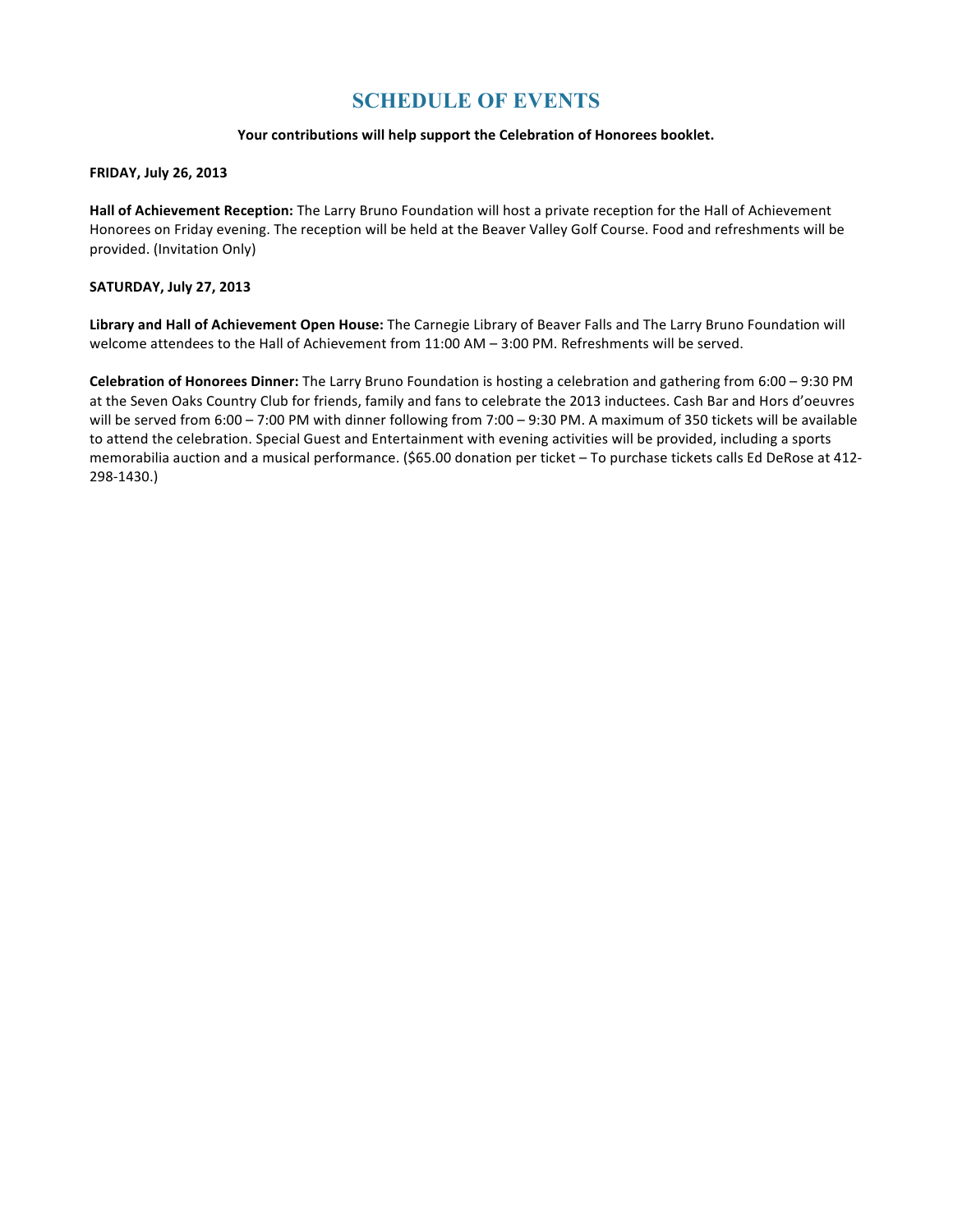# SCHEDULE OF EVENTS

**Your contributions will help support the Celebration of Honorees booklet.**

**FRIDAY, July 26, 2013**

**Hall of Achievement Reception:** The Larry Bruno Foundation will host a private reception for the Hall of Achievement Honorees on Friday evening. The reception will be held at the Beaver Valley Golf Course. Food and refreshments will be provided. (Invitation Only)

**SATURDAY, July 27, 2013**

**Library and Hall of Achievement Open House:** The Carnegie Library of Beaver Falls and The Larry Bruno Foundation will welcome attendees to the Hall of Achievement from 11:00 AM – 3:00 PM. Refreshments will be served.

**Celebration of Honorees Dinner:** The Larry Bruno Foundation is hosting a celebration and gathering from 6:00 – 9:30 PM at the Seven Oaks Country Club for friends, family and fans to celebrate the 2013 inductees. Cash Bar and Hors d'oeuvres will be served from 6:00 – 7:00 PM with dinner following from 7:00 – 9:30 PM. A maximum of 350 tickets will be available to attend the celebration. Special Guest and Entertainment with evening activities will be provided, including a sports memorabilia auction and a musical performance. ($65.00 donation per ticket – To purchase tickets calls Ed DeRose at 412-298-1430.)